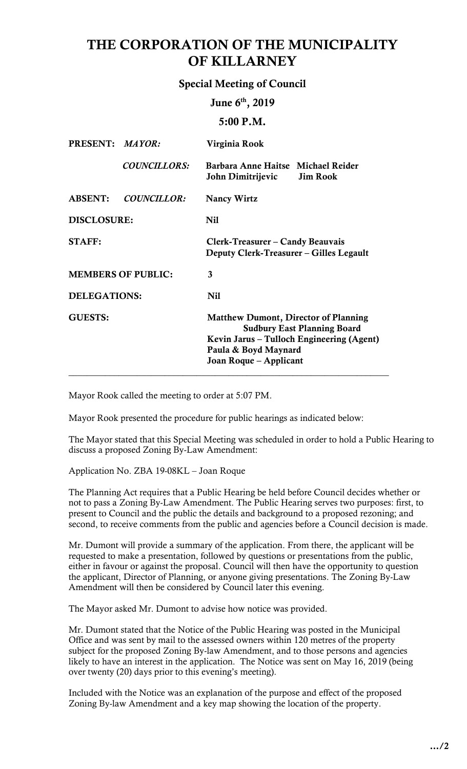# THE CORPORATION OF THE MUNICIPALITY OF KILLARNEY

## Special Meeting of Council

**June 6th, 2019**

**5:00 P.M.**

| | | |
|---|---|---|
| **PRESENT:** | ***MAYOR:*** | **Virginia Rook** |
| | ***COUNCILLORS:*** | **Barbara Anne Haitse Michael Reider John Dimitrijevic Jim Rook** |
| **ABSENT:** | ***COUNCILLOR:*** | **Nancy Wirtz** |
| **DISCLOSURE:** | | **Nil** |
| **STAFF:** | | **Clerk-Treasurer – Candy Beauvais Deputy Clerk-Treasurer – Gilles Legault** |
| **MEMBERS OF PUBLIC:** | | **3** |
| **DELEGATIONS:** | | **Nil** |
| **GUESTS:** | | **Matthew Dumont, Director of Planning Sudbury East Planning Board Kevin Jarus – Tulloch Engineering (Agent) Paula & Boyd Maynard Joan Roque – Applicant** |

---

Mayor Rook called the meeting to order at 5:07 PM.

Mayor Rook presented the procedure for public hearings as indicated below:

The Mayor stated that this Special Meeting was scheduled in order to hold a Public Hearing to discuss a proposed Zoning By-Law Amendment:

Application No. ZBA 19-08KL – Joan Roque

The Planning Act requires that a Public Hearing be held before Council decides whether or not to pass a Zoning By-Law Amendment. The Public Hearing serves two purposes: first, to present to Council and the public the details and background to a proposed rezoning; and second, to receive comments from the public and agencies before a Council decision is made.

Mr. Dumont will provide a summary of the application. From there, the applicant will be requested to make a presentation, followed by questions or presentations from the public, either in favour or against the proposal. Council will then have the opportunity to question the applicant, Director of Planning, or anyone giving presentations. The Zoning By-Law Amendment will then be considered by Council later this evening.

The Mayor asked Mr. Dumont to advise how notice was provided.

Mr. Dumont stated that the Notice of the Public Hearing was posted in the Municipal Office and was sent by mail to the assessed owners within 120 metres of the property subject for the proposed Zoning By-law Amendment, and to those persons and agencies likely to have an interest in the application. The Notice was sent on May 16, 2019 (being over twenty (20) days prior to this evening's meeting).

Included with the Notice was an explanation of the purpose and effect of the proposed Zoning By-law Amendment and a key map showing the location of the property.

**…/2**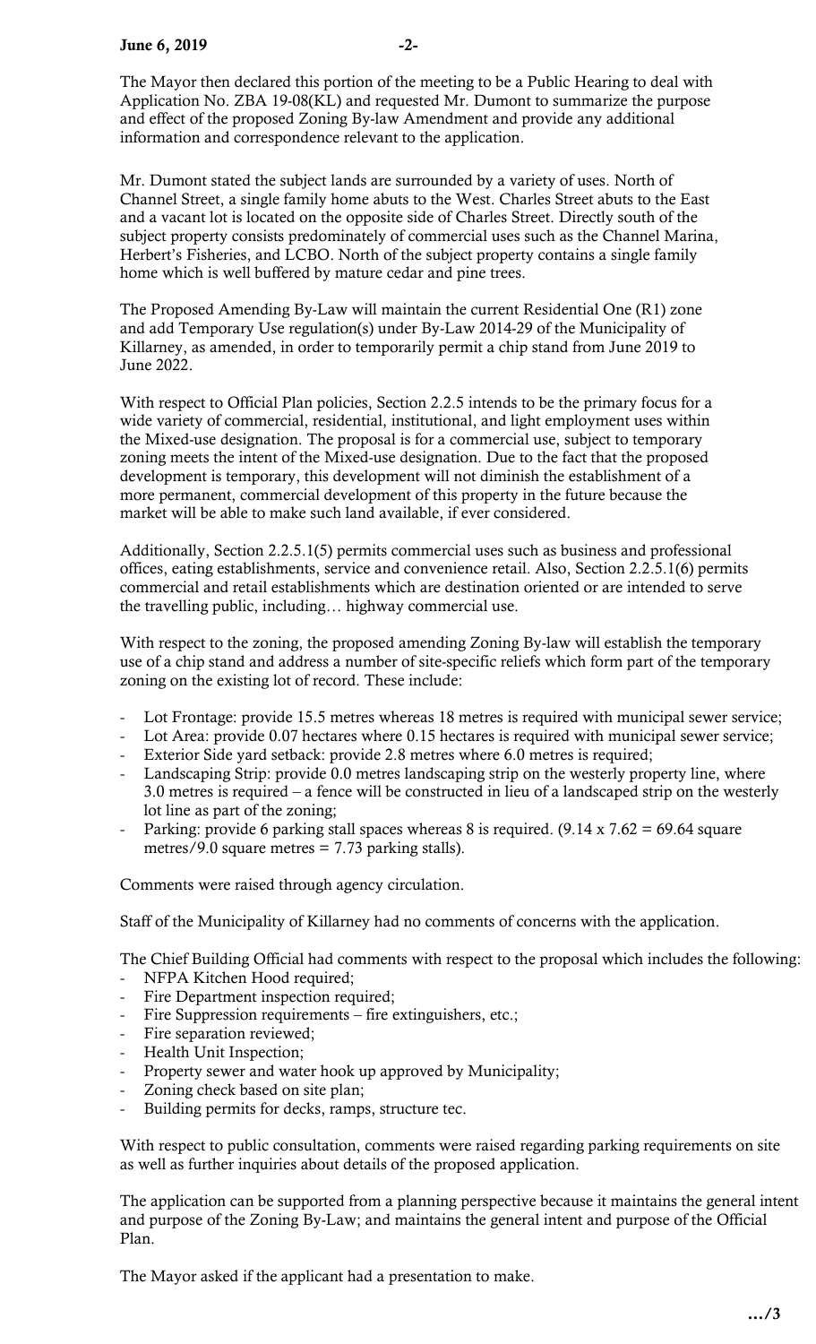The Mayor then declared this portion of the meeting to be a Public Hearing to deal with Application No. ZBA 19-08(KL) and requested Mr. Dumont to summarize the purpose and effect of the proposed Zoning By-law Amendment and provide any additional information and correspondence relevant to the application.

Mr. Dumont stated the subject lands are surrounded by a variety of uses. North of Channel Street, a single family home abuts to the West. Charles Street abuts to the East and a vacant lot is located on the opposite side of Charles Street. Directly south of the subject property consists predominately of commercial uses such as the Channel Marina, Herbert's Fisheries, and LCBO. North of the subject property contains a single family home which is well buffered by mature cedar and pine trees.

The Proposed Amending By-Law will maintain the current Residential One (R1) zone and add Temporary Use regulation(s) under By-Law 2014-29 of the Municipality of Killarney, as amended, in order to temporarily permit a chip stand from June 2019 to June 2022.

With respect to Official Plan policies, Section 2.2.5 intends to be the primary focus for a wide variety of commercial, residential, institutional, and light employment uses within the Mixed-use designation. The proposal is for a commercial use, subject to temporary zoning meets the intent of the Mixed-use designation. Due to the fact that the proposed development is temporary, this development will not diminish the establishment of a more permanent, commercial development of this property in the future because the market will be able to make such land available, if ever considered.

Additionally, Section 2.2.5.1(5) permits commercial uses such as business and professional offices, eating establishments, service and convenience retail. Also, Section 2.2.5.1(6) permits commercial and retail establishments which are destination oriented or are intended to serve the travelling public, including… highway commercial use.

With respect to the zoning, the proposed amending Zoning By-law will establish the temporary use of a chip stand and address a number of site-specific reliefs which form part of the temporary zoning on the existing lot of record. These include:

- Lot Frontage: provide 15.5 metres whereas 18 metres is required with municipal sewer service;
- Lot Area: provide 0.07 hectares where 0.15 hectares is required with municipal sewer service;
- Exterior Side yard setback: provide 2.8 metres where 6.0 metres is required;
- Landscaping Strip: provide 0.0 metres landscaping strip on the westerly property line, where 3.0 metres is required – a fence will be constructed in lieu of a landscaped strip on the westerly lot line as part of the zoning;
- Parking: provide 6 parking stall spaces whereas 8 is required. (9.14 x 7.62 = 69.64 square metres/9.0 square metres = 7.73 parking stalls).

Comments were raised through agency circulation.

Staff of the Municipality of Killarney had no comments of concerns with the application.

The Chief Building Official had comments with respect to the proposal which includes the following:

- NFPA Kitchen Hood required;
- Fire Department inspection required;
- Fire Suppression requirements – fire extinguishers, etc.;
- Fire separation reviewed;
- Health Unit Inspection;
- Property sewer and water hook up approved by Municipality;
- Zoning check based on site plan;
- Building permits for decks, ramps, structure tec.

With respect to public consultation, comments were raised regarding parking requirements on site as well as further inquiries about details of the proposed application.

The application can be supported from a planning perspective because it maintains the general intent and purpose of the Zoning By-Law; and maintains the general intent and purpose of the Official Plan.

The Mayor asked if the applicant had a presentation to make.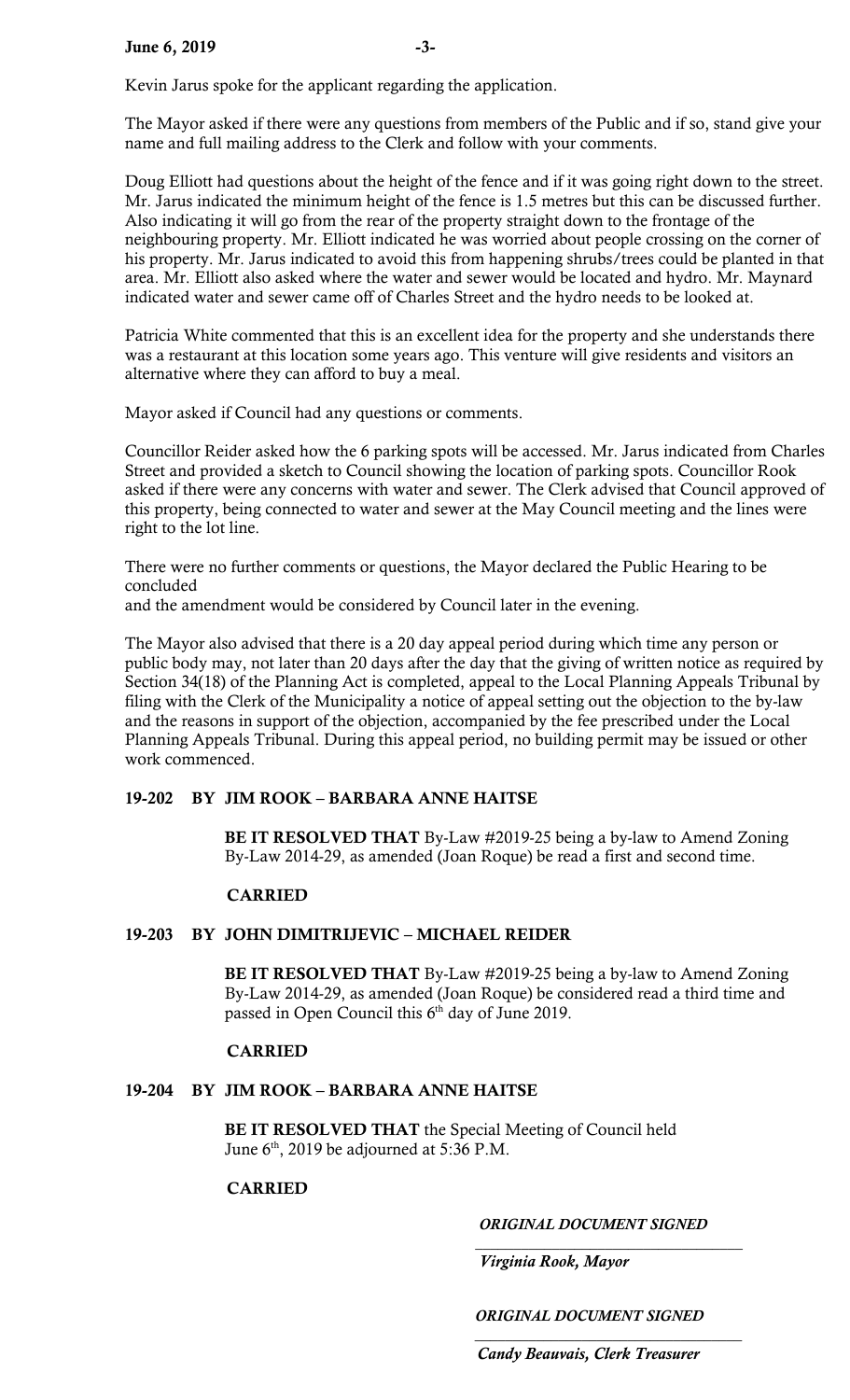Kevin Jarus spoke for the applicant regarding the application.

The Mayor asked if there were any questions from members of the Public and if so, stand give your name and full mailing address to the Clerk and follow with your comments.

Doug Elliott had questions about the height of the fence and if it was going right down to the street. Mr. Jarus indicated the minimum height of the fence is 1.5 metres but this can be discussed further. Also indicating it will go from the rear of the property straight down to the frontage of the neighbouring property. Mr. Elliott indicated he was worried about people crossing on the corner of his property. Mr. Jarus indicated to avoid this from happening shrubs/trees could be planted in that area. Mr. Elliott also asked where the water and sewer would be located and hydro. Mr. Maynard indicated water and sewer came off of Charles Street and the hydro needs to be looked at.

Patricia White commented that this is an excellent idea for the property and she understands there was a restaurant at this location some years ago. This venture will give residents and visitors an alternative where they can afford to buy a meal.

Mayor asked if Council had any questions or comments.

Councillor Reider asked how the 6 parking spots will be accessed. Mr. Jarus indicated from Charles Street and provided a sketch to Council showing the location of parking spots. Councillor Rook asked if there were any concerns with water and sewer. The Clerk advised that Council approved of this property, being connected to water and sewer at the May Council meeting and the lines were right to the lot line.

There were no further comments or questions, the Mayor declared the Public Hearing to be concluded
and the amendment would be considered by Council later in the evening.

The Mayor also advised that there is a 20 day appeal period during which time any person or public body may, not later than 20 days after the day that the giving of written notice as required by Section 34(18) of the Planning Act is completed, appeal to the Local Planning Appeals Tribunal by filing with the Clerk of the Municipality a notice of appeal setting out the objection to the by-law and the reasons in support of the objection, accompanied by the fee prescribed under the Local Planning Appeals Tribunal. During this appeal period, no building permit may be issued or other work commenced.

**19-202 BY JIM ROOK – BARBARA ANNE HAITSE**

**BE IT RESOLVED THAT** By-Law #2019-25 being a by-law to Amend Zoning By-Law 2014-29, as amended (Joan Roque) be read a first and second time.

**CARRIED**

**19-203 BY JOHN DIMITRIJEVIC – MICHAEL REIDER**

**BE IT RESOLVED THAT** By-Law #2019-25 being a by-law to Amend Zoning By-Law 2014-29, as amended (Joan Roque) be considered read a third time and passed in Open Council this 6th day of June 2019.

**CARRIED**

**19-204 BY JIM ROOK – BARBARA ANNE HAITSE**

**BE IT RESOLVED THAT** the Special Meeting of Council held June 6th, 2019 be adjourned at 5:36 P.M.

**CARRIED**

***ORIGINAL DOCUMENT SIGNED***

*Virginia Rook, Mayor*

***ORIGINAL DOCUMENT SIGNED***

*Candy Beauvais, Clerk Treasurer*